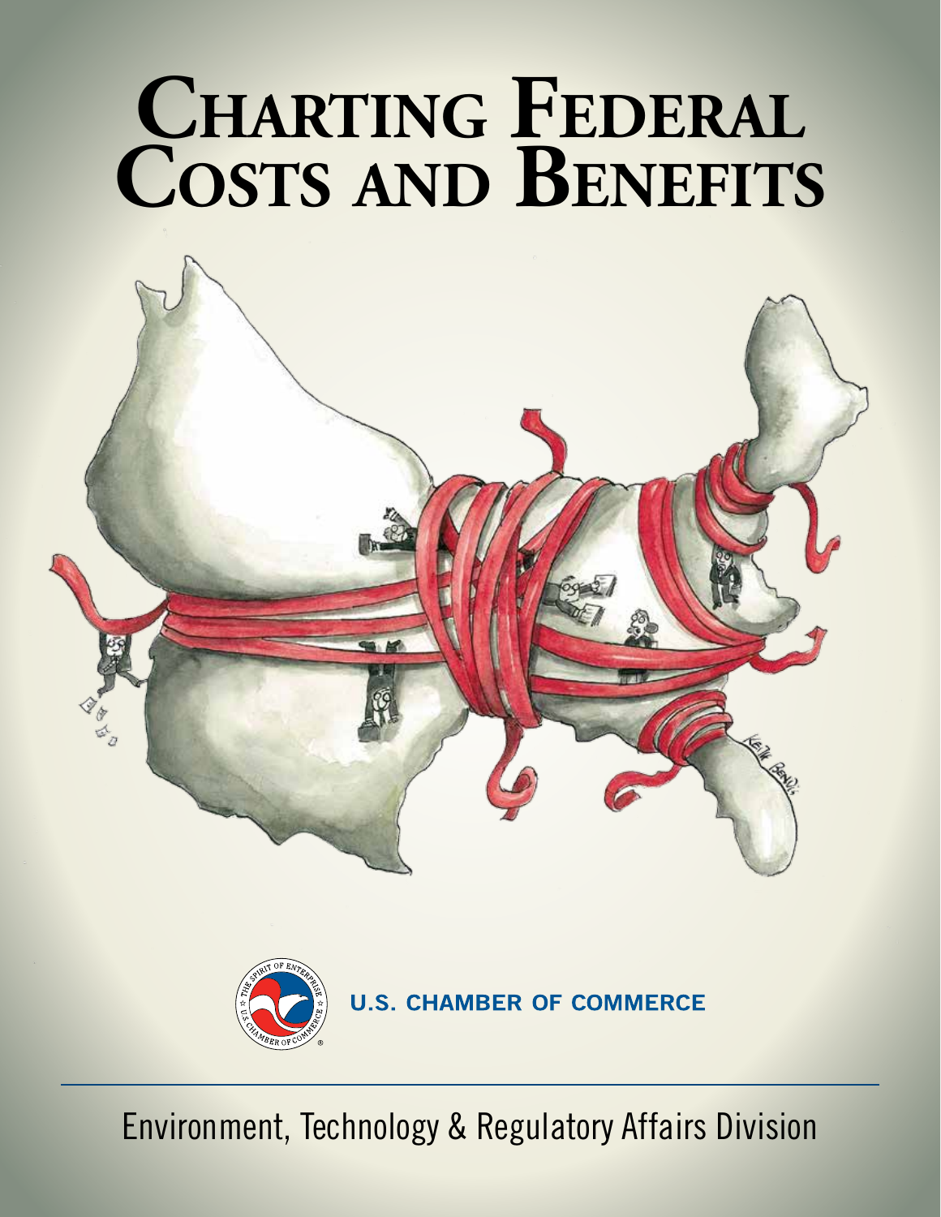# Charting Federal Costs and Benefits

U.S. CHAMBER OF COMMERCE

Environment, Technology & Regulatory Affairs Division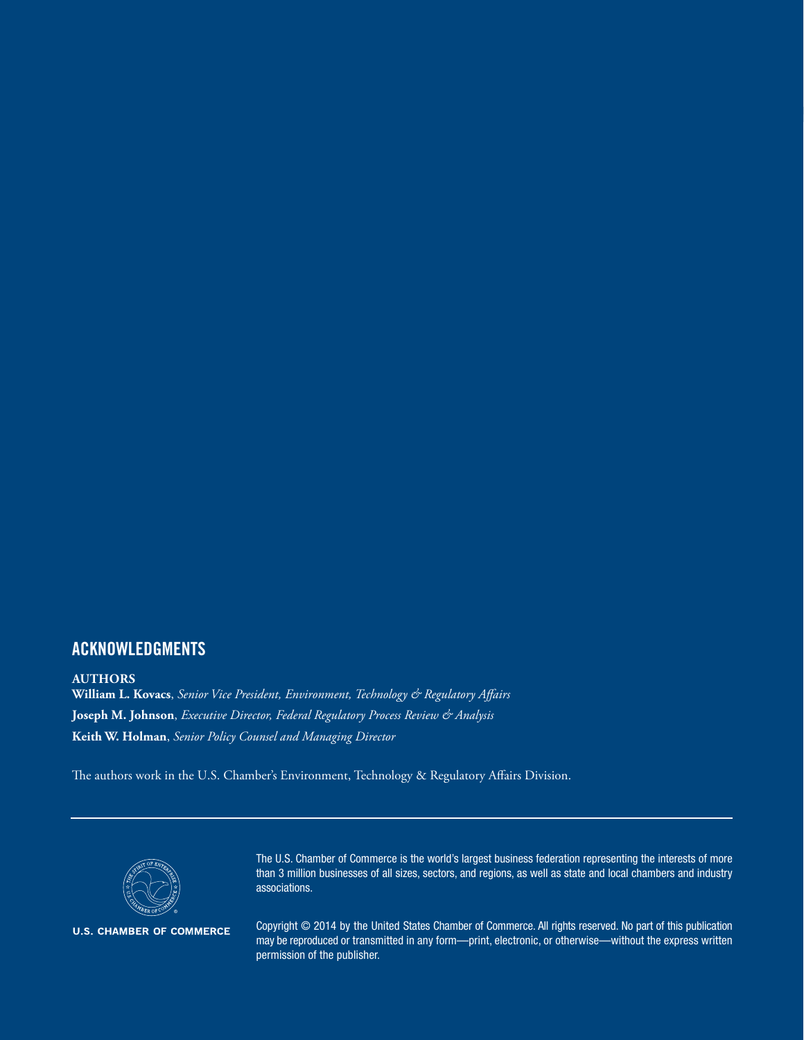## ACKNOWLEDGMENTS

**AUTHORS**

**William L. Kovacs**, *Senior Vice President, Environment, Technology & Regulatory Affairs*

**Joseph M. Johnson**, *Executive Director, Federal Regulatory Process Review & Analysis*

**Keith W. Holman**, *Senior Policy Counsel and Managing Director*

The authors work in the U.S. Chamber's Environment, Technology & Regulatory Affairs Division.

---

**U.S. CHAMBER OF COMMERCE**

The U.S. Chamber of Commerce is the world's largest business federation representing the interests of more than 3 million businesses of all sizes, sectors, and regions, as well as state and local chambers and industry associations.

Copyright © 2014 by the United States Chamber of Commerce. All rights reserved. No part of this publication may be reproduced or transmitted in any form—print, electronic, or otherwise—without the express written permission of the publisher.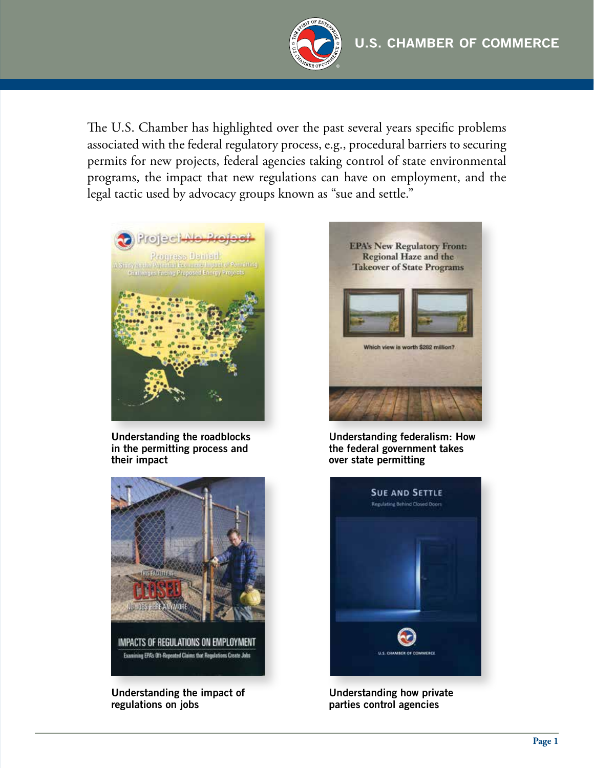The U.S. Chamber has highlighted over the past several years specific problems associated with the federal regulatory process, e.g., procedural barriers to securing permits for new projects, federal agencies taking control of state environmental programs, the impact that new regulations can have on employment, and the legal tactic used by advocacy groups known as "sue and settle."

**Understanding the roadblocks in the permitting process and their impact**

**Understanding federalism: How the federal government takes over state permitting**

**Understanding the impact of regulations on jobs**

**Understanding how private parties control agencies**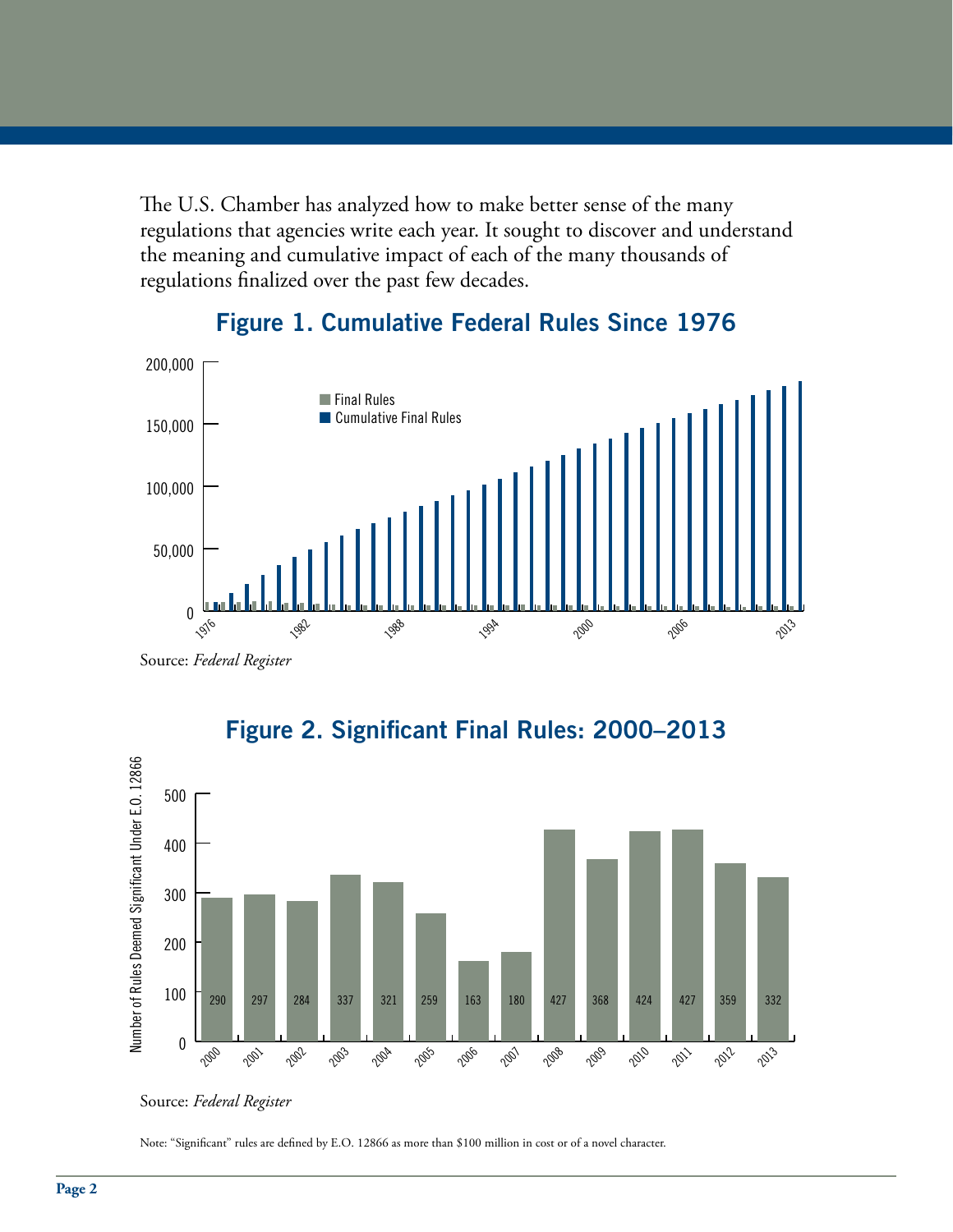The U.S. Chamber has analyzed how to make better sense of the many regulations that agencies write each year. It sought to discover and understand the meaning and cumulative impact of each of the many thousands of regulations finalized over the past few decades.

## Figure 1. Cumulative Federal Rules Since 1976

Source: *Federal Register*

## Figure 2. Significant Final Rules: 2000–2013

| Year | Number of Rules Deemed Significant Under E.O. 12866 |
|---|---|
| 2000 | 290 |
| 2001 | 297 |
| 2002 | 284 |
| 2003 | 337 |
| 2004 | 321 |
| 2005 | 259 |
| 2006 | 163 |
| 2007 | 180 |
| 2008 | 427 |
| 2009 | 368 |
| 2010 | 424 |
| 2011 | 427 |
| 2012 | 359 |
| 2013 | 332 |

Source: *Federal Register*

Note: "Significant" rules are defined by E.O. 12866 as more than $100 million in cost or of a novel character.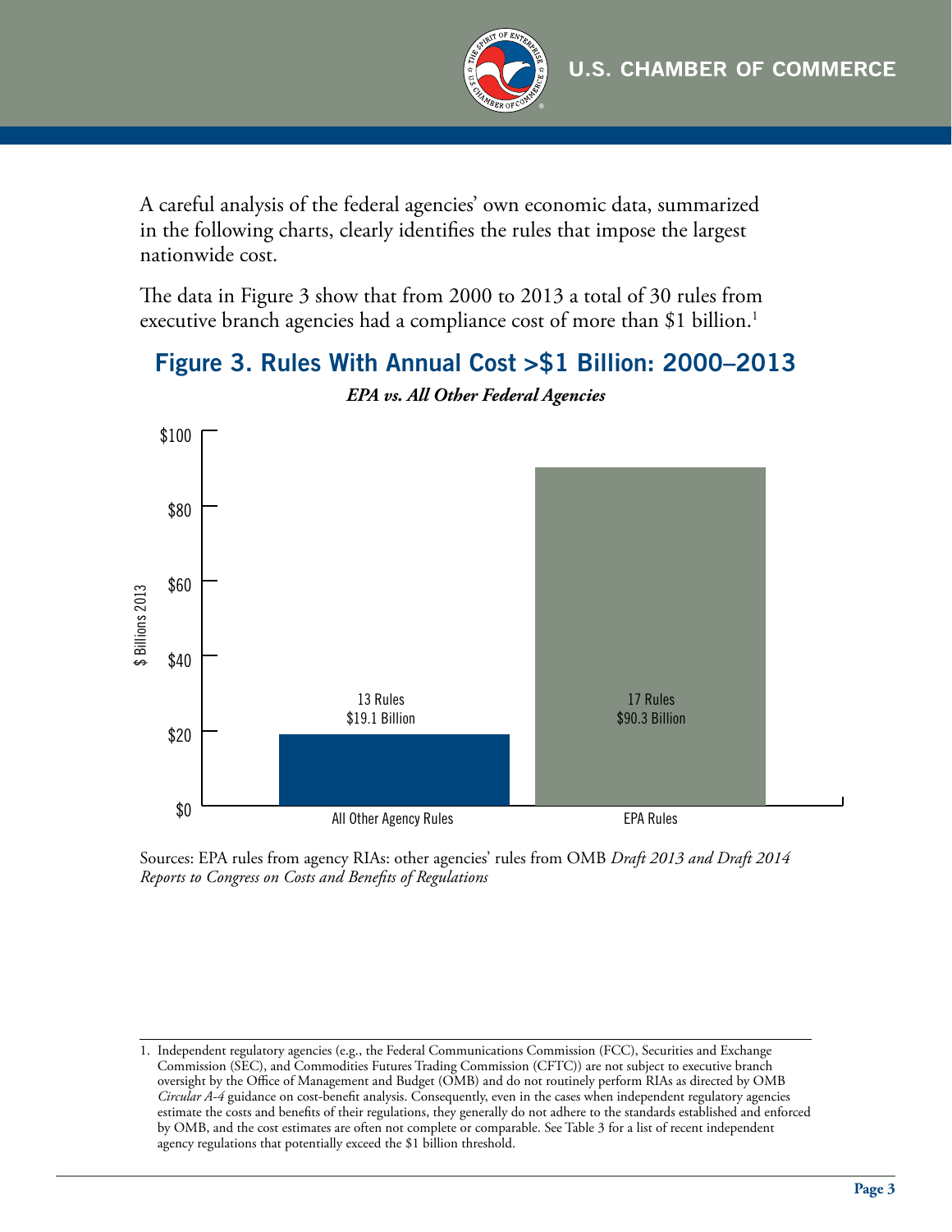A careful analysis of the federal agencies' own economic data, summarized in the following charts, clearly identifies the rules that impose the largest nationwide cost.

The data in Figure 3 show that from 2000 to 2013 a total of 30 rules from executive branch agencies had a compliance cost of more than $1 billion.[1]

## Figure 3. Rules With Annual Cost >$1 Billion: 2000–2013

***EPA vs. All Other Federal Agencies***

| | All Other Agency Rules | EPA Rules |
|---|---|---|
| Number of Rules | 13 Rules | 17 Rules |
| $ Billions 2013 | $19.1 Billion | $90.3 Billion |

Sources: EPA rules from agency RIAs: other agencies' rules from OMB *Draft 2013 and Draft 2014 Reports to Congress on Costs and Benefits of Regulations*

---

1. Independent regulatory agencies (e.g., the Federal Communications Commission (FCC), Securities and Exchange Commission (SEC), and Commodities Futures Trading Commission (CFTC)) are not subject to executive branch oversight by the Office of Management and Budget (OMB) and do not routinely perform RIAs as directed by OMB *Circular A-4* guidance on cost-benefit analysis. Consequently, even in the cases when independent regulatory agencies estimate the costs and benefits of their regulations, they generally do not adhere to the standards established and enforced by OMB, and the cost estimates are often not complete or comparable. See Table 3 for a list of recent independent agency regulations that potentially exceed the $1 billion threshold.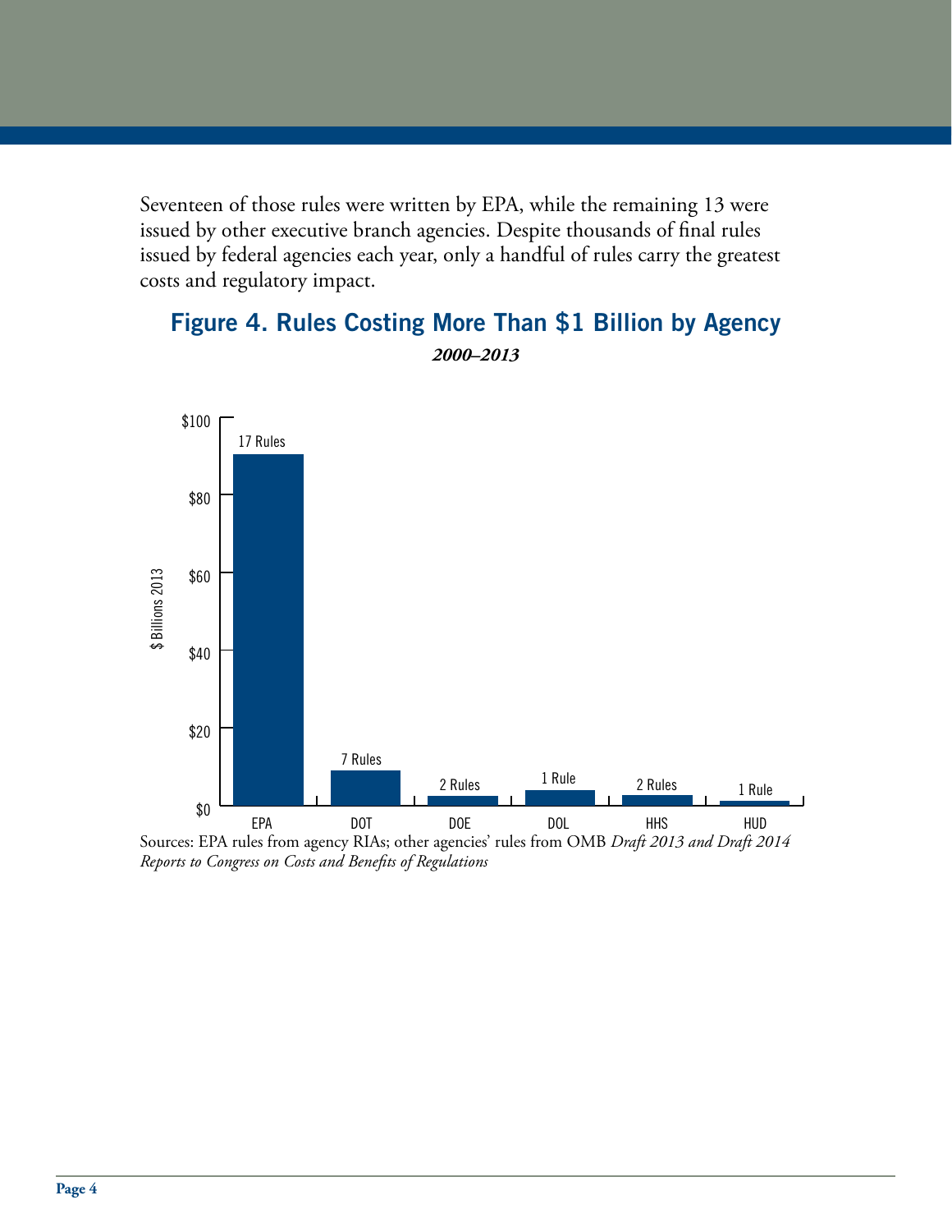Seventeen of those rules were written by EPA, while the remaining 13 were issued by other executive branch agencies. Despite thousands of final rules issued by federal agencies each year, only a handful of rules carry the greatest costs and regulatory impact.

## Figure 4. Rules Costing More Than $1 Billion by Agency

***2000–2013***

| Agency | Number of Rules |
|---|---|
| EPA | 17 Rules |
| DOT | 7 Rules |
| DOE | 2 Rules |
| DOL | 1 Rule |
| HHS | 2 Rules |
| HUD | 1 Rule |

Sources: EPA rules from agency RIAs; other agencies' rules from OMB *Draft 2013 and Draft 2014 Reports to Congress on Costs and Benefits of Regulations*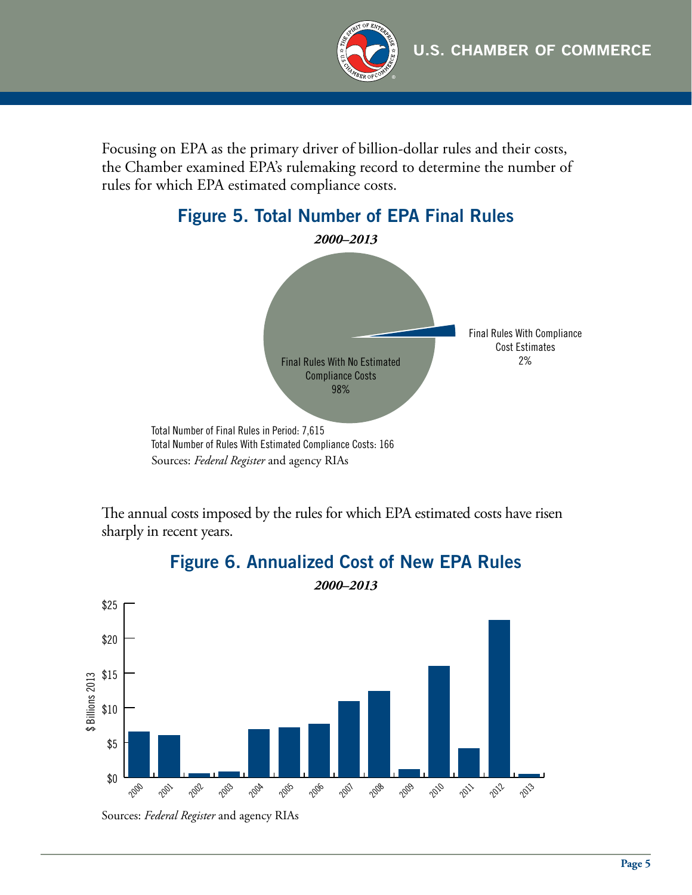Focusing on EPA as the primary driver of billion-dollar rules and their costs, the Chamber examined EPA's rulemaking record to determine the number of rules for which EPA estimated compliance costs.

## Figure 5. Total Number of EPA Final Rules

***2000–2013***

Final Rules With No Estimated Compliance Costs 98%

Final Rules With Compliance Cost Estimates 2%

Total Number of Final Rules in Period: 7,615
Total Number of Rules With Estimated Compliance Costs: 166
Sources: *Federal Register* and agency RIAs

The annual costs imposed by the rules for which EPA estimated costs have risen sharply in recent years.

## Figure 6. Annualized Cost of New EPA Rules

***2000–2013***

Sources: *Federal Register* and agency RIAs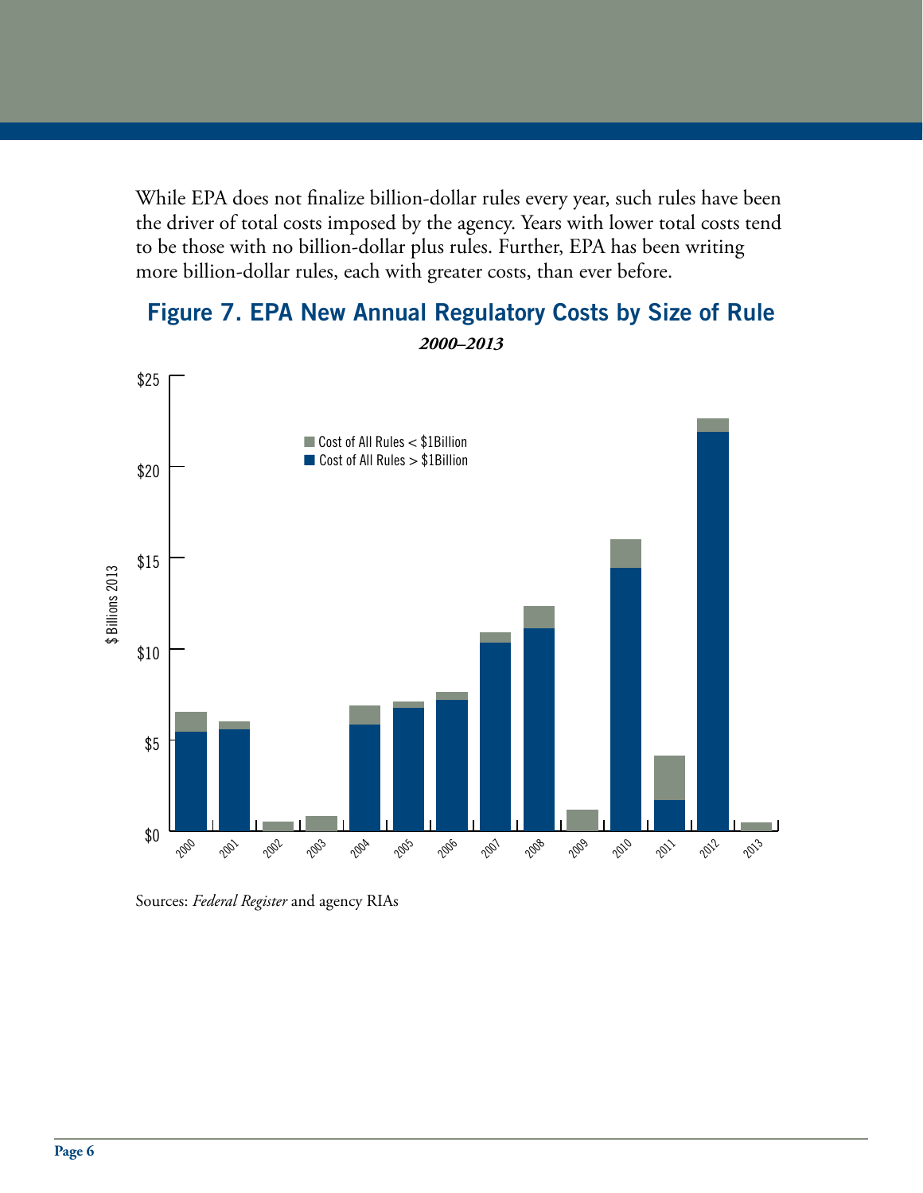While EPA does not finalize billion-dollar rules every year, such rules have been the driver of total costs imposed by the agency. Years with lower total costs tend to be those with no billion-dollar plus rules. Further, EPA has been writing more billion-dollar rules, each with greater costs, than ever before.

## Figure 7. EPA New Annual Regulatory Costs by Size of Rule

***2000–2013***

Sources: *Federal Register* and agency RIAs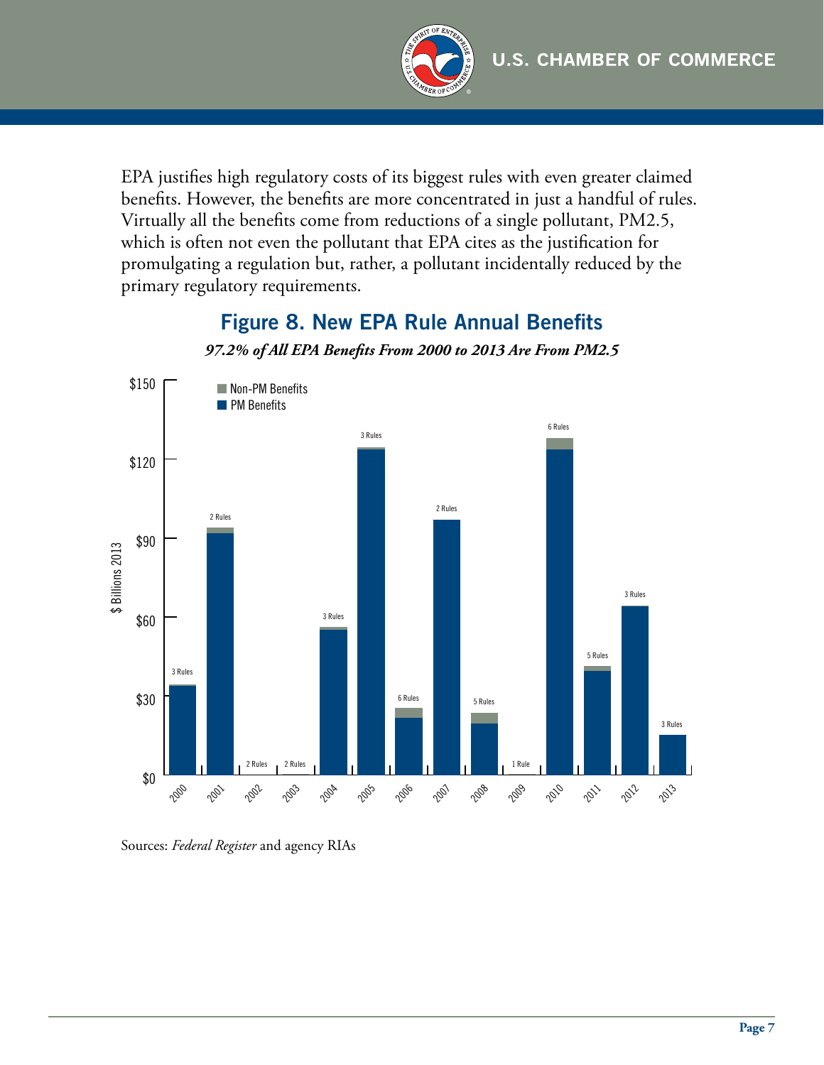EPA justifies high regulatory costs of its biggest rules with even greater claimed benefits. However, the benefits are more concentrated in just a handful of rules. Virtually all the benefits come from reductions of a single pollutant, PM2.5, which is often not even the pollutant that EPA cites as the justification for promulgating a regulation but, rather, a pollutant incidentally reduced by the primary regulatory requirements.

## Figure 8. New EPA Rule Annual Benefits

***97.2% of All EPA Benefits From 2000 to 2013 Are From PM2.5***

Sources: *Federal Register* and agency RIAs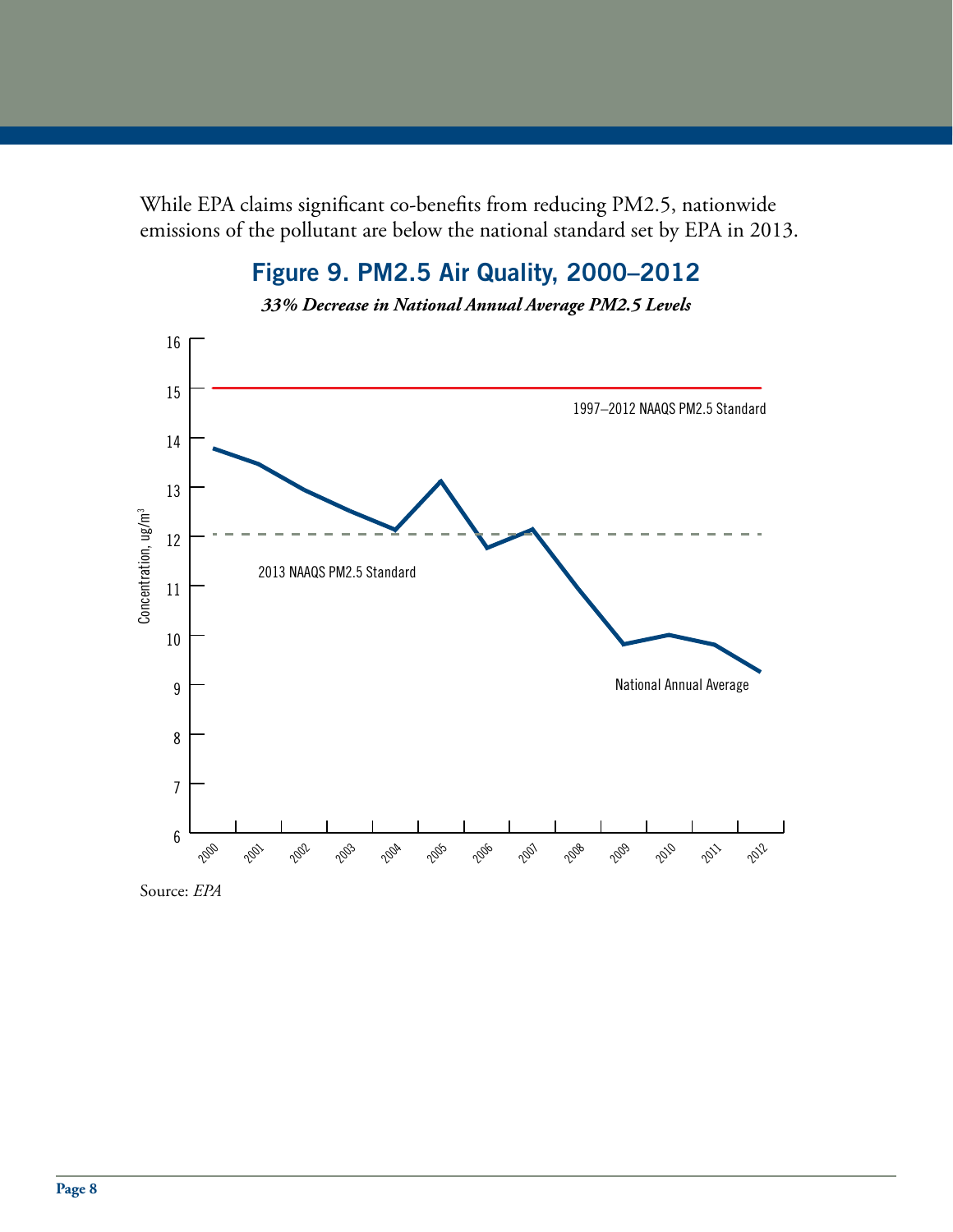While EPA claims significant co-benefits from reducing PM2.5, nationwide emissions of the pollutant are below the national standard set by EPA in 2013.

## Figure 9. PM2.5 Air Quality, 2000–2012

***33% Decrease in National Annual Average PM2.5 Levels***

Source: *EPA*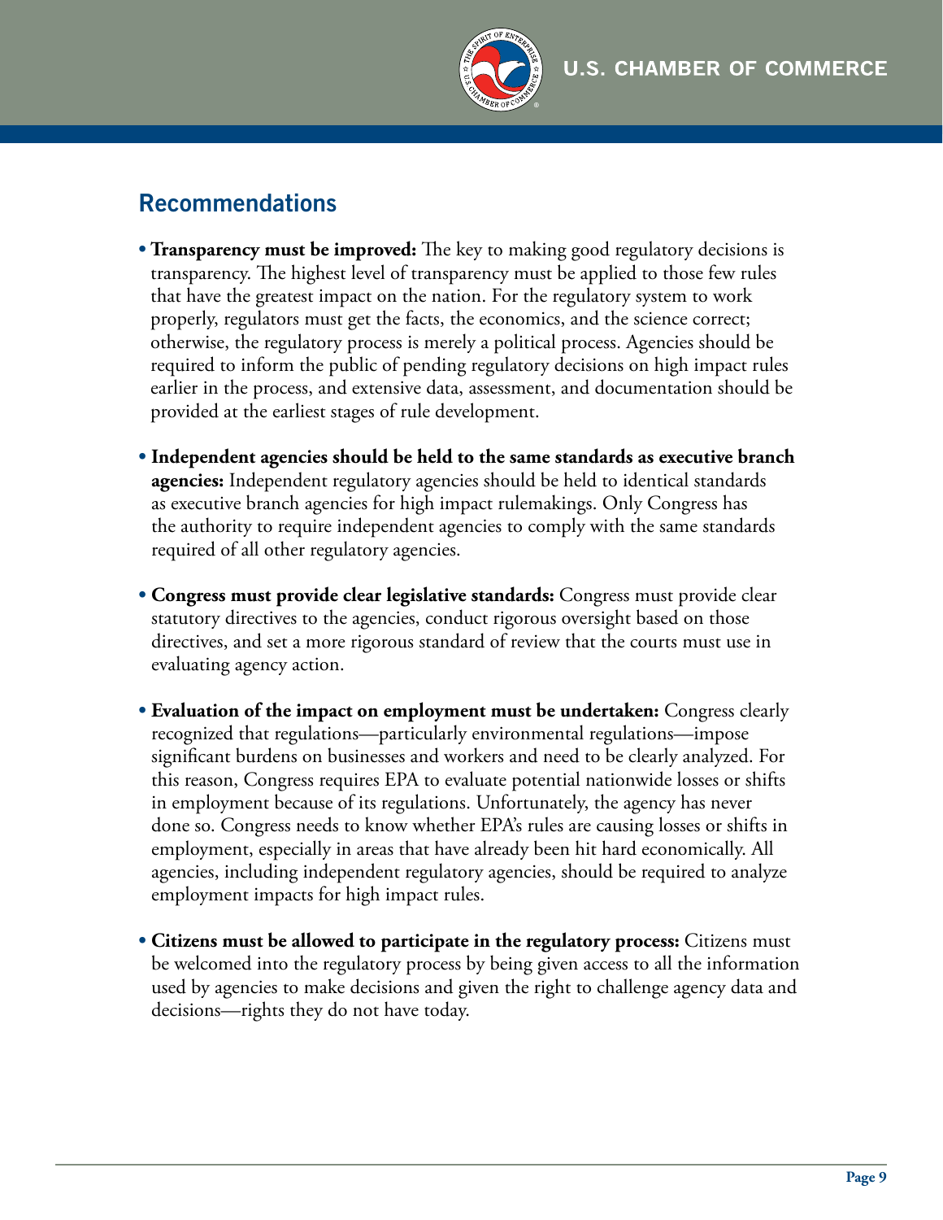## Recommendations

- **Transparency must be improved:** The key to making good regulatory decisions is transparency. The highest level of transparency must be applied to those few rules that have the greatest impact on the nation. For the regulatory system to work properly, regulators must get the facts, the economics, and the science correct; otherwise, the regulatory process is merely a political process. Agencies should be required to inform the public of pending regulatory decisions on high impact rules earlier in the process, and extensive data, assessment, and documentation should be provided at the earliest stages of rule development.

- **Independent agencies should be held to the same standards as executive branch agencies:** Independent regulatory agencies should be held to identical standards as executive branch agencies for high impact rulemakings. Only Congress has the authority to require independent agencies to comply with the same standards required of all other regulatory agencies.

- **Congress must provide clear legislative standards:** Congress must provide clear statutory directives to the agencies, conduct rigorous oversight based on those directives, and set a more rigorous standard of review that the courts must use in evaluating agency action.

- **Evaluation of the impact on employment must be undertaken:** Congress clearly recognized that regulations—particularly environmental regulations—impose significant burdens on businesses and workers and need to be clearly analyzed. For this reason, Congress requires EPA to evaluate potential nationwide losses or shifts in employment because of its regulations. Unfortunately, the agency has never done so. Congress needs to know whether EPA's rules are causing losses or shifts in employment, especially in areas that have already been hit hard economically. All agencies, including independent regulatory agencies, should be required to analyze employment impacts for high impact rules.

- **Citizens must be allowed to participate in the regulatory process:** Citizens must be welcomed into the regulatory process by being given access to all the information used by agencies to make decisions and given the right to challenge agency data and decisions—rights they do not have today.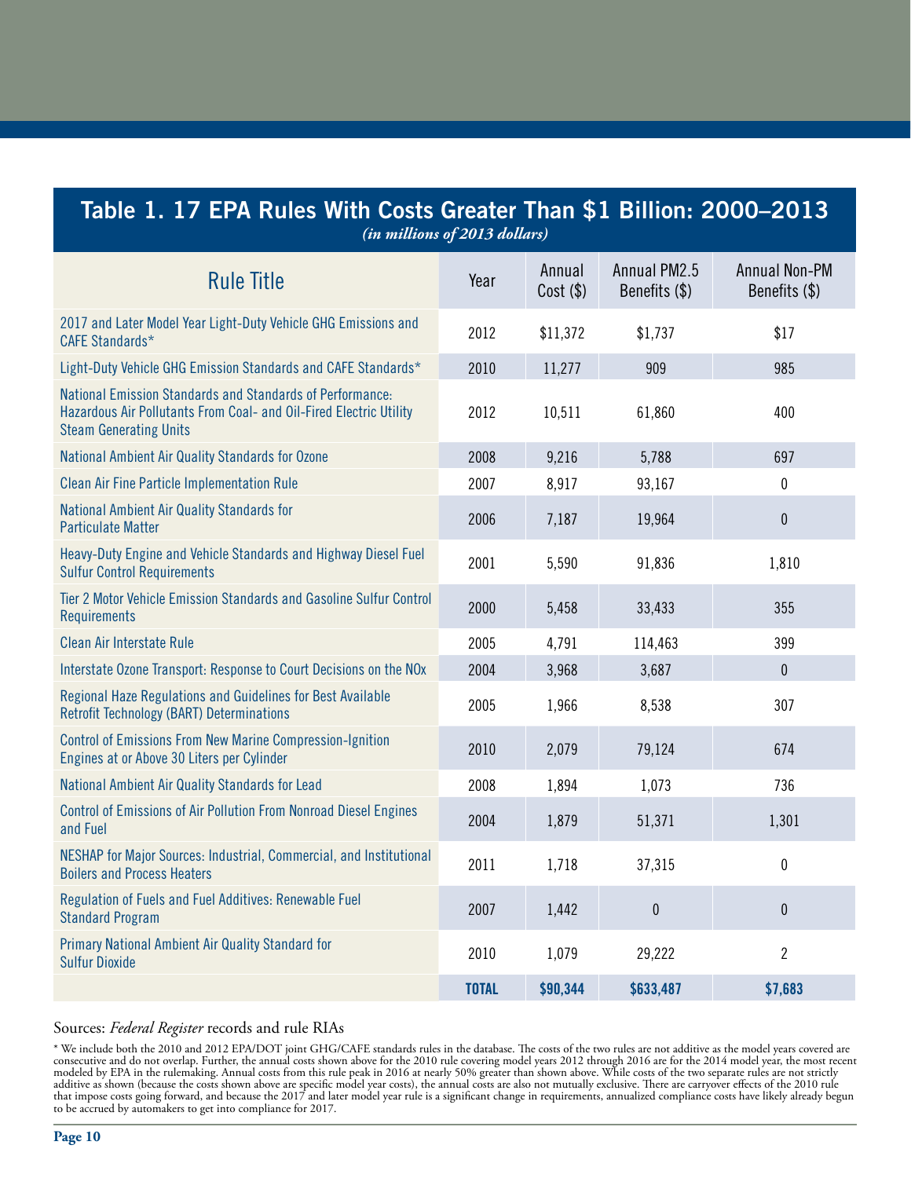## Table 1. 17 EPA Rules With Costs Greater Than $1 Billion: 2000–2013

*(in millions of 2013 dollars)*

| Rule Title | Year | Annual Cost ($) | Annual PM2.5 Benefits ($) | Annual Non-PM Benefits ($) |
|---|---|---|---|---|
| 2017 and Later Model Year Light-Duty Vehicle GHG Emissions and CAFE Standards* | 2012 | $11,372 | $1,737 | $17 |
| Light-Duty Vehicle GHG Emission Standards and CAFE Standards* | 2010 | 11,277 | 909 | 985 |
| National Emission Standards and Standards of Performance: Hazardous Air Pollutants From Coal- and Oil-Fired Electric Utility Steam Generating Units | 2012 | 10,511 | 61,860 | 400 |
| National Ambient Air Quality Standards for Ozone | 2008 | 9,216 | 5,788 | 697 |
| Clean Air Fine Particle Implementation Rule | 2007 | 8,917 | 93,167 | 0 |
| National Ambient Air Quality Standards for Particulate Matter | 2006 | 7,187 | 19,964 | 0 |
| Heavy-Duty Engine and Vehicle Standards and Highway Diesel Fuel Sulfur Control Requirements | 2001 | 5,590 | 91,836 | 1,810 |
| Tier 2 Motor Vehicle Emission Standards and Gasoline Sulfur Control Requirements | 2000 | 5,458 | 33,433 | 355 |
| Clean Air Interstate Rule | 2005 | 4,791 | 114,463 | 399 |
| Interstate Ozone Transport: Response to Court Decisions on the NOx | 2004 | 3,968 | 3,687 | 0 |
| Regional Haze Regulations and Guidelines for Best Available Retrofit Technology (BART) Determinations | 2005 | 1,966 | 8,538 | 307 |
| Control of Emissions From New Marine Compression-Ignition Engines at or Above 30 Liters per Cylinder | 2010 | 2,079 | 79,124 | 674 |
| National Ambient Air Quality Standards for Lead | 2008 | 1,894 | 1,073 | 736 |
| Control of Emissions of Air Pollution From Nonroad Diesel Engines and Fuel | 2004 | 1,879 | 51,371 | 1,301 |
| NESHAP for Major Sources: Industrial, Commercial, and Institutional Boilers and Process Heaters | 2011 | 1,718 | 37,315 | 0 |
| Regulation of Fuels and Fuel Additives: Renewable Fuel Standard Program | 2007 | 1,442 | 0 | 0 |
| Primary National Ambient Air Quality Standard for Sulfur Dioxide | 2010 | 1,079 | 29,222 | 2 |
| | **TOTAL** | **$90,344** | **$633,487** | **$7,683** |

Sources: *Federal Register* records and rule RIAs

\* We include both the 2010 and 2012 EPA/DOT joint GHG/CAFE standards rules in the database. The costs of the two rules are not additive as the model years covered are consecutive and do not overlap. Further, the annual costs shown above for the 2010 rule covering model years 2012 through 2016 are for the 2014 model year, the most recent modeled by EPA in the rulemaking. Annual costs from this rule peak in 2016 at nearly 50% greater than shown above. While costs of the two separate rules are not strictly additive as shown (because the costs shown above are specific model year costs), the annual costs are also not mutually exclusive. There are carryover effects of the 2010 rule that impose costs going forward, and because the 2017 and later model year rule is a significant change in requirements, annualized compliance costs have likely already begun to be accrued by automakers to get into compliance for 2017.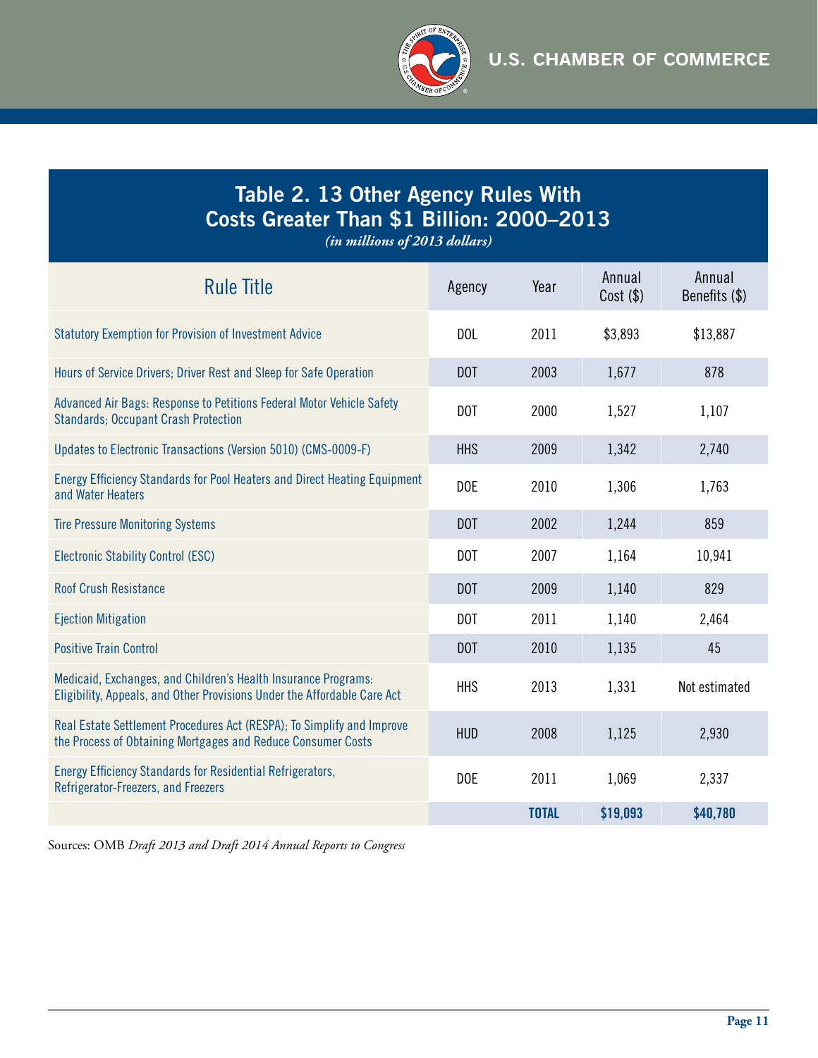## Table 2. 13 Other Agency Rules With Costs Greater Than $1 Billion: 2000–2013

*(in millions of 2013 dollars)*

| Rule Title | Agency | Year | Annual Cost ($) | Annual Benefits ($) |
|---|---|---|---|---|
| Statutory Exemption for Provision of Investment Advice | DOL | 2011 | $3,893 | $13,887 |
| Hours of Service Drivers; Driver Rest and Sleep for Safe Operation | DOT | 2003 | 1,677 | 878 |
| Advanced Air Bags: Response to Petitions Federal Motor Vehicle Safety Standards; Occupant Crash Protection | DOT | 2000 | 1,527 | 1,107 |
| Updates to Electronic Transactions (Version 5010) (CMS-0009-F) | HHS | 2009 | 1,342 | 2,740 |
| Energy Efficiency Standards for Pool Heaters and Direct Heating Equipment and Water Heaters | DOE | 2010 | 1,306 | 1,763 |
| Tire Pressure Monitoring Systems | DOT | 2002 | 1,244 | 859 |
| Electronic Stability Control (ESC) | DOT | 2007 | 1,164 | 10,941 |
| Roof Crush Resistance | DOT | 2009 | 1,140 | 829 |
| Ejection Mitigation | DOT | 2011 | 1,140 | 2,464 |
| Positive Train Control | DOT | 2010 | 1,135 | 45 |
| Medicaid, Exchanges, and Children's Health Insurance Programs: Eligibility, Appeals, and Other Provisions Under the Affordable Care Act | HHS | 2013 | 1,331 | Not estimated |
| Real Estate Settlement Procedures Act (RESPA); To Simplify and Improve the Process of Obtaining Mortgages and Reduce Consumer Costs | HUD | 2008 | 1,125 | 2,930 |
| Energy Efficiency Standards for Residential Refrigerators, Refrigerator-Freezers, and Freezers | DOE | 2011 | 1,069 | 2,337 |
| | | **TOTAL** | **$19,093** | **$40,780** |

Sources: OMB *Draft 2013 and Draft 2014 Annual Reports to Congress*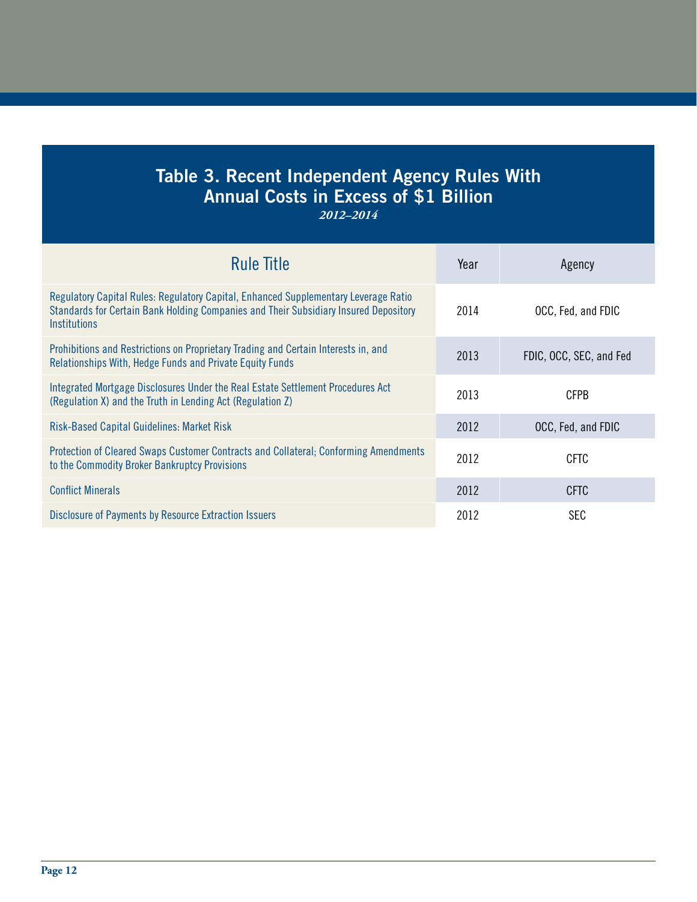## Table 3. Recent Independent Agency Rules With Annual Costs in Excess of $1 Billion

*2012–2014*

| Rule Title | Year | Agency |
|---|---|---|
| Regulatory Capital Rules: Regulatory Capital, Enhanced Supplementary Leverage Ratio Standards for Certain Bank Holding Companies and Their Subsidiary Insured Depository Institutions | 2014 | OCC, Fed, and FDIC |
| Prohibitions and Restrictions on Proprietary Trading and Certain Interests in, and Relationships With, Hedge Funds and Private Equity Funds | 2013 | FDIC, OCC, SEC, and Fed |
| Integrated Mortgage Disclosures Under the Real Estate Settlement Procedures Act (Regulation X) and the Truth in Lending Act (Regulation Z) | 2013 | CFPB |
| Risk-Based Capital Guidelines: Market Risk | 2012 | OCC, Fed, and FDIC |
| Protection of Cleared Swaps Customer Contracts and Collateral; Conforming Amendments to the Commodity Broker Bankruptcy Provisions | 2012 | CFTC |
| Conflict Minerals | 2012 | CFTC |
| Disclosure of Payments by Resource Extraction Issuers | 2012 | SEC |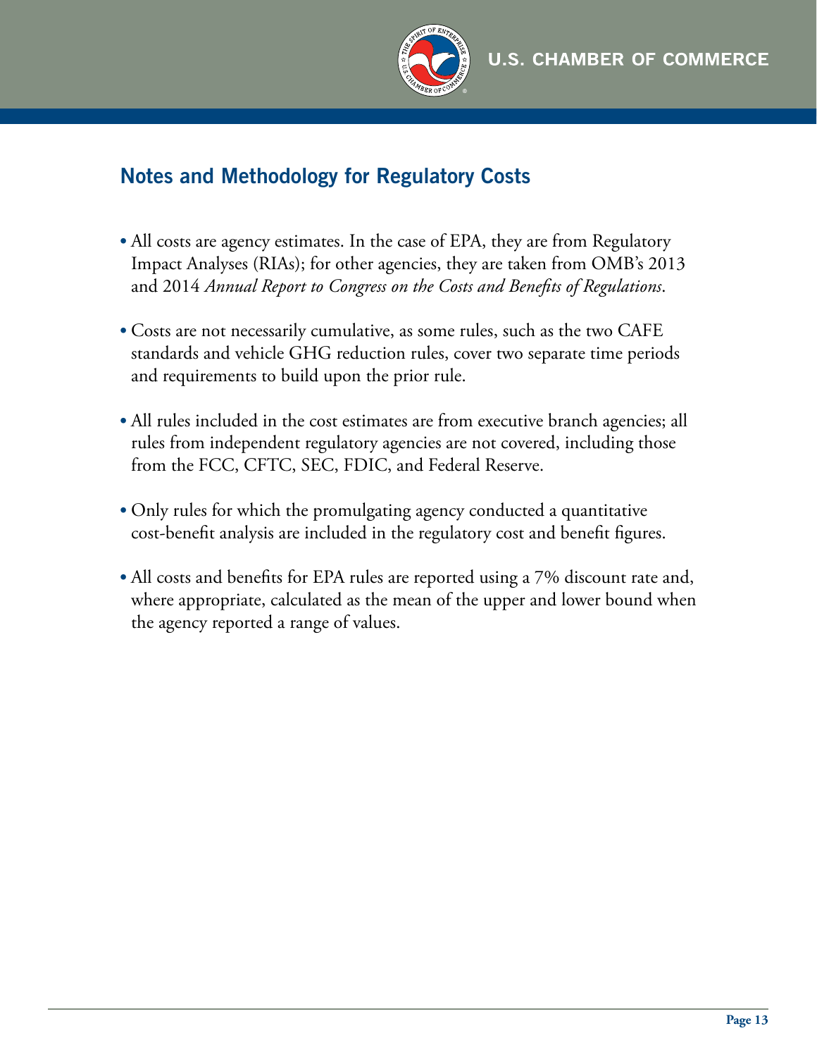## Notes and Methodology for Regulatory Costs

- All costs are agency estimates. In the case of EPA, they are from Regulatory Impact Analyses (RIAs); for other agencies, they are taken from OMB's 2013 and 2014 *Annual Report to Congress on the Costs and Benefits of Regulations*.

- Costs are not necessarily cumulative, as some rules, such as the two CAFE standards and vehicle GHG reduction rules, cover two separate time periods and requirements to build upon the prior rule.

- All rules included in the cost estimates are from executive branch agencies; all rules from independent regulatory agencies are not covered, including those from the FCC, CFTC, SEC, FDIC, and Federal Reserve.

- Only rules for which the promulgating agency conducted a quantitative cost-benefit analysis are included in the regulatory cost and benefit figures.

- All costs and benefits for EPA rules are reported using a 7% discount rate and, where appropriate, calculated as the mean of the upper and lower bound when the agency reported a range of values.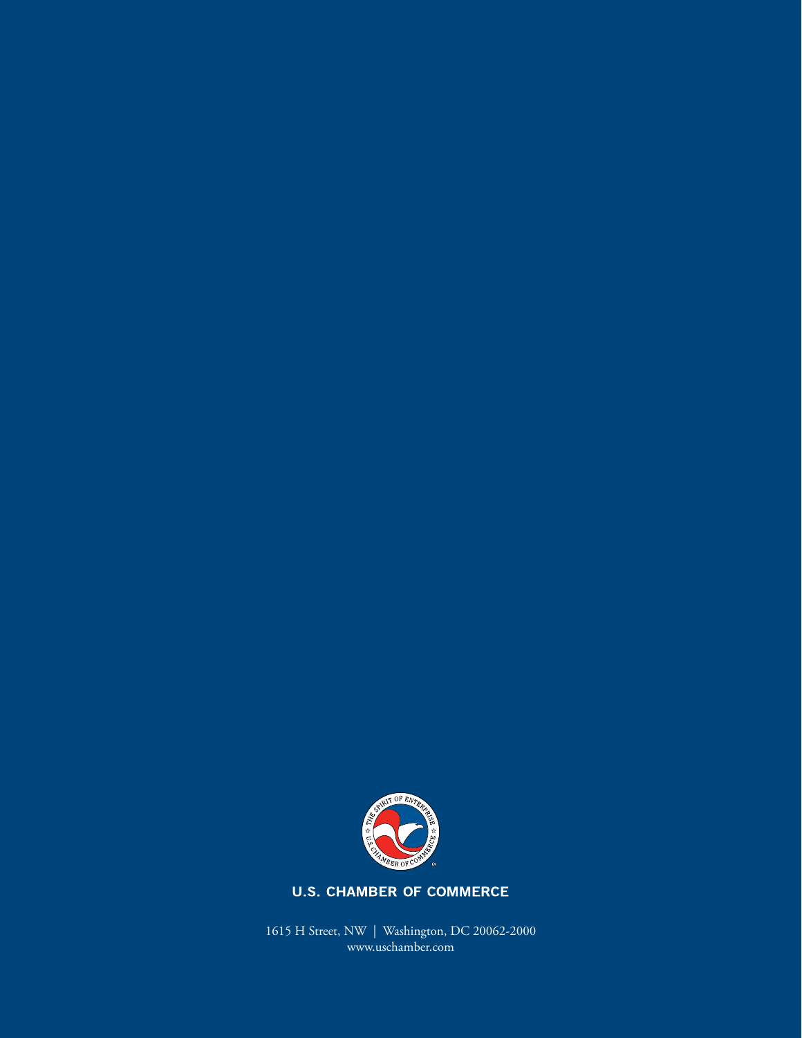**U.S. CHAMBER OF COMMERCE**

1615 H Street, NW | Washington, DC 20062-2000
www.uschamber.com